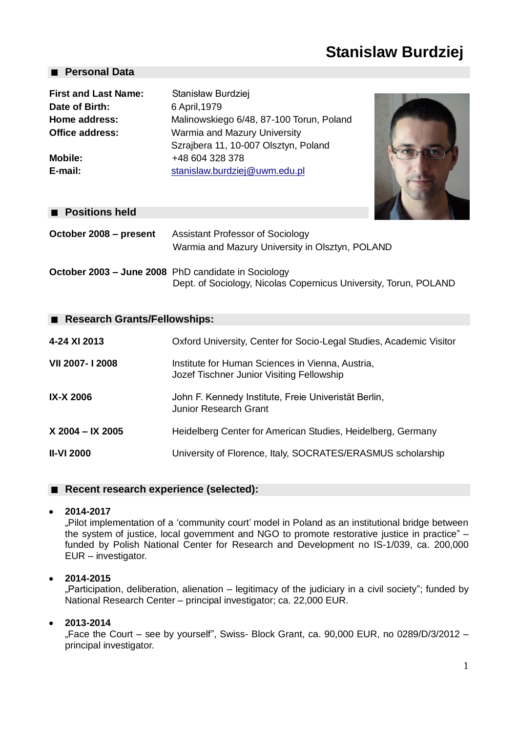# Stanislaw Burdziej

## Personal Data

| | |
|---|---|
| **First and Last Name:** | Stanisław Burdziej |
| **Date of Birth:** | 6 April,1979 |
| **Home address:** | Malinowskiego 6/48, 87-100 Torun, Poland |
| **Office address:** | Warmia and Mazury University<br>Szrajbera 11, 10-007 Olsztyn, Poland |
| **Mobile:** | +48 604 328 378 |
| **E-mail:** | stanislaw.burdziej@uwm.edu.pl |

## Positions held

| | |
|---|---|
| **October 2008 – present** | Assistant Professor of Sociology<br>Warmia and Mazury University in Olsztyn, POLAND |
| **October 2003 – June 2008** | PhD candidate in Sociology<br>Dept. of Sociology, Nicolas Copernicus University, Torun, POLAND |

## Research Grants/Fellowships:

| | |
|---|---|
| **4-24 XI 2013** | Oxford University, Center for Socio-Legal Studies, Academic Visitor |
| **VII 2007- I 2008** | Institute for Human Sciences in Vienna, Austria,<br>Jozef Tischner Junior Visiting Fellowship |
| **IX-X 2006** | John F. Kennedy Institute, Freie Univeristät Berlin,<br>Junior Research Grant |
| **X 2004 – IX 2005** | Heidelberg Center for American Studies, Heidelberg, Germany |
| **II-VI 2000** | University of Florence, Italy, SOCRATES/ERASMUS scholarship |

## Recent research experience (selected):

- **2014-2017**
  „Pilot implementation of a 'community court' model in Poland as an institutional bridge between the system of justice, local government and NGO to promote restorative justice in practice" – funded by Polish National Center for Research and Development no IS-1/039, ca. 200,000 EUR – investigator.

- **2014-2015**
  „Participation, deliberation, alienation – legitimacy of the judiciary in a civil society"; funded by National Research Center – principal investigator; ca. 22,000 EUR.

- **2013-2014**
  „Face the Court – see by yourself", Swiss- Block Grant, ca. 90,000 EUR, no 0289/D/3/2012 – principal investigator.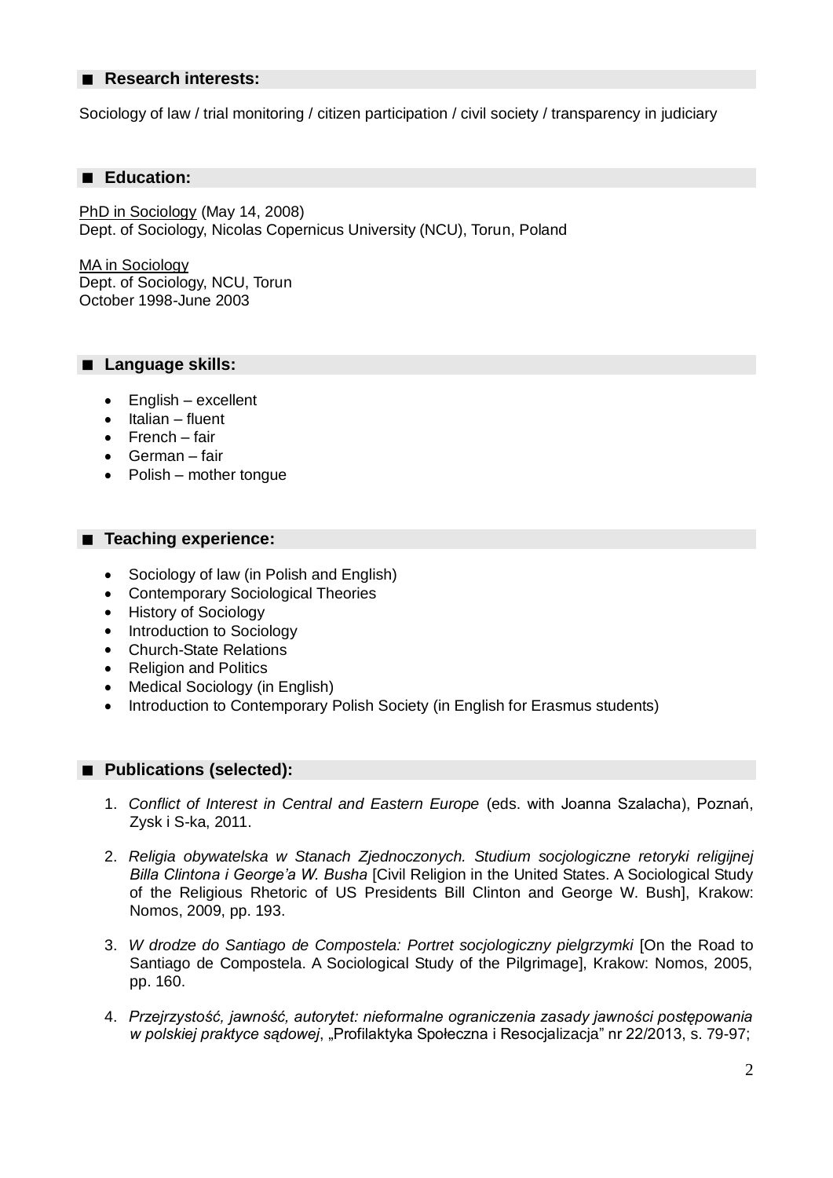## ■ Research interests:

Sociology of law / trial monitoring / citizen participation / civil society / transparency in judiciary

## ■ Education:

PhD in Sociology (May 14, 2008)
Dept. of Sociology, Nicolas Copernicus University (NCU), Torun, Poland

MA in Sociology
Dept. of Sociology, NCU, Torun
October 1998-June 2003

## ■ Language skills:

- English – excellent
- Italian – fluent
- French – fair
- German – fair
- Polish – mother tongue

## ■ Teaching experience:

- Sociology of law (in Polish and English)
- Contemporary Sociological Theories
- History of Sociology
- Introduction to Sociology
- Church-State Relations
- Religion and Politics
- Medical Sociology (in English)
- Introduction to Contemporary Polish Society (in English for Erasmus students)

## ■ Publications (selected):

1. *Conflict of Interest in Central and Eastern Europe* (eds. with Joanna Szalacha), Poznań, Zysk i S-ka, 2011.

2. *Religia obywatelska w Stanach Zjednoczonych. Studium socjologiczne retoryki religijnej Billa Clintona i George'a W. Busha* [Civil Religion in the United States. A Sociological Study of the Religious Rhetoric of US Presidents Bill Clinton and George W. Bush], Krakow: Nomos, 2009, pp. 193.

3. *W drodze do Santiago de Compostela: Portret socjologiczny pielgrzymki* [On the Road to Santiago de Compostela. A Sociological Study of the Pilgrimage], Krakow: Nomos, 2005, pp. 160.

4. *Przejrzystość, jawność, autorytet: nieformalne ograniczenia zasady jawności postępowania w polskiej praktyce sądowej*, „Profilaktyka Społeczna i Resocjalizacja" nr 22/2013, s. 79-97;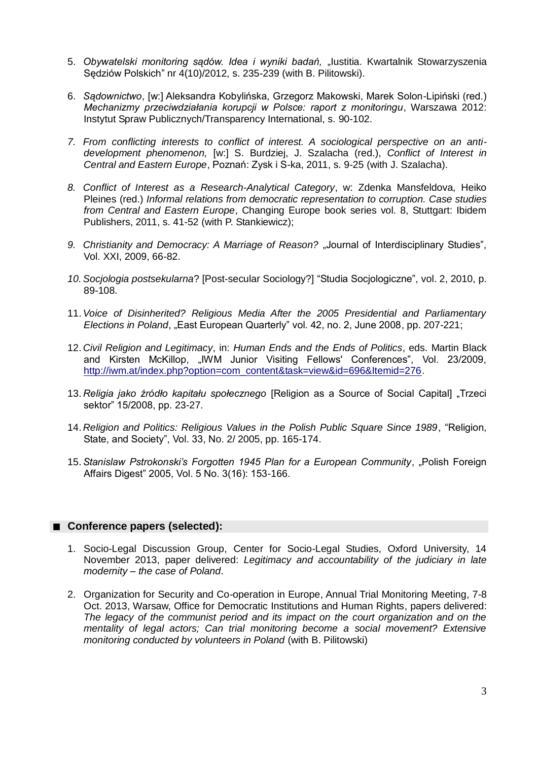5. *Obywatelski monitoring sądów. Idea i wyniki badań,* „Iustitia. Kwartalnik Stowarzyszenia Sędziów Polskich" nr 4(10)/2012, s. 235-239 (with B. Pilitowski).

6. *Sądownictwo*, [w:] Aleksandra Kobylińska, Grzegorz Makowski, Marek Solon-Lipiński (red.) *Mechanizmy przeciwdziałania korupcji w Polsce: raport z monitoringu*, Warszawa 2012: Instytut Spraw Publicznych/Transparency International, s. 90-102.

7. *From conflicting interests to conflict of interest. A sociological perspective on an anti-development phenomenon,* [w:] S. Burdziej, J. Szalacha (red.), *Conflict of Interest in Central and Eastern Europe*, Poznań: Zysk i S-ka, 2011, s. 9-25 (with J. Szalacha).

8. *Conflict of Interest as a Research-Analytical Category*, w: Zdenka Mansfeldova, Heiko Pleines (red.) *Informal relations from democratic representation to corruption. Case studies from Central and Eastern Europe*, Changing Europe book series vol. 8, Stuttgart: Ibidem Publishers, 2011, s. 41-52 (with P. Stankiewicz);

9. *Christianity and Democracy: A Marriage of Reason?* „Journal of Interdisciplinary Studies", Vol. XXI, 2009, 66-82.

10. *Socjologia postsekularna*? [Post-secular Sociology?] "Studia Socjologiczne", vol. 2, 2010, p. 89-108.

11. *Voice of Disinherited? Religious Media After the 2005 Presidential and Parliamentary Elections in Poland*, „East European Quarterly" vol. 42, no. 2, June 2008, pp. 207-221;

12. *Civil Religion and Legitimacy*, in: *Human Ends and the Ends of Politics*, eds. Martin Black and Kirsten McKillop, „IWM Junior Visiting Fellows' Conferences", Vol. 23/2009, http://iwm.at/index.php?option=com_content&task=view&id=696&Itemid=276.

13. *Religia jako źródło kapitału społecznego* [Religion as a Source of Social Capital] „Trzeci sektor" 15/2008, pp. 23-27.

14. *Religion and Politics: Religious Values in the Polish Public Square Since 1989*, "Religion, State, and Society", Vol. 33, No. 2/ 2005, pp. 165-174.

15. *Stanislaw Pstrokonski's Forgotten 1945 Plan for a European Community*, „Polish Foreign Affairs Digest" 2005, Vol. 5 No. 3(16): 153-166.

## Conference papers (selected):

1. Socio-Legal Discussion Group, Center for Socio-Legal Studies, Oxford University, 14 November 2013, paper delivered: *Legitimacy and accountability of the judiciary in late modernity – the case of Poland*.

2. Organization for Security and Co-operation in Europe, Annual Trial Monitoring Meeting, 7-8 Oct. 2013, Warsaw, Office for Democratic Institutions and Human Rights, papers delivered: *The legacy of the communist period and its impact on the court organization and on the mentality of legal actors; Can trial monitoring become a social movement? Extensive monitoring conducted by volunteers in Poland* (with B. Pilitowski)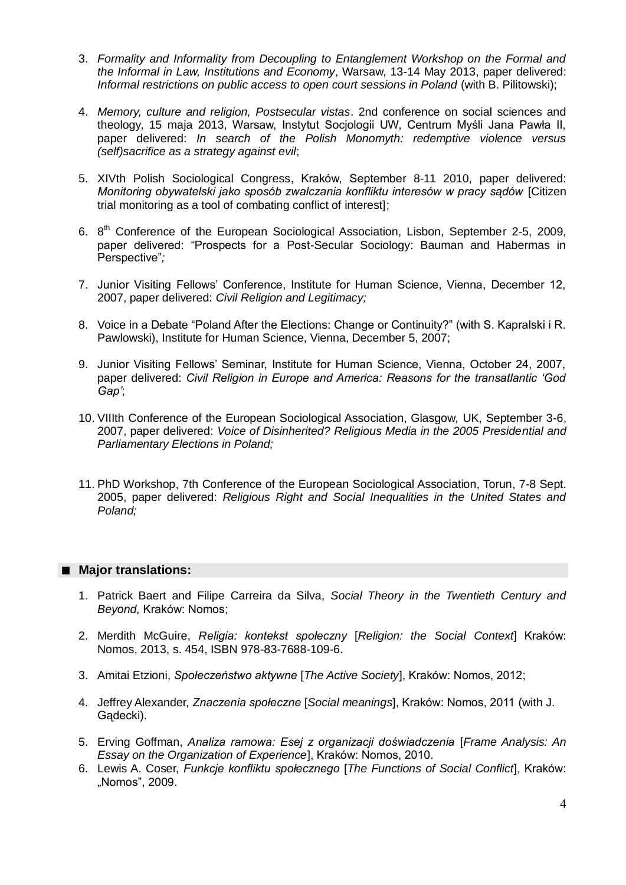3. *Formality and Informality from Decoupling to Entanglement Workshop on the Formal and the Informal in Law, Institutions and Economy*, Warsaw, 13-14 May 2013, paper delivered: *Informal restrictions on public access to open court sessions in Poland* (with B. Pilitowski);

4. *Memory, culture and religion, Postsecular vistas*. 2nd conference on social sciences and theology, 15 maja 2013, Warsaw, Instytut Socjologii UW, Centrum Myśli Jana Pawła II, paper delivered: *In search of the Polish Monomyth: redemptive violence versus (self)sacrifice as a strategy against evil*;

5. XIVth Polish Sociological Congress, Kraków, September 8-11 2010, paper delivered: *Monitoring obywatelski jako sposób zwalczania konfliktu interesów w pracy sądów* [Citizen trial monitoring as a tool of combating conflict of interest];

6. 8th Conference of the European Sociological Association, Lisbon, September 2-5, 2009, paper delivered: "Prospects for a Post-Secular Sociology: Bauman and Habermas in Perspective"*;*

7. Junior Visiting Fellows' Conference, Institute for Human Science, Vienna, December 12, 2007, paper delivered: *Civil Religion and Legitimacy;*

8. Voice in a Debate "Poland After the Elections: Change or Continuity?" (with S. Kapralski i R. Pawlowski), Institute for Human Science, Vienna, December 5, 2007;

9. Junior Visiting Fellows' Seminar, Institute for Human Science, Vienna, October 24, 2007, paper delivered: *Civil Religion in Europe and America: Reasons for the transatlantic 'God Gap'*;

10. VIIIth Conference of the European Sociological Association, Glasgow, UK, September 3-6, 2007, paper delivered: *Voice of Disinherited? Religious Media in the 2005 Presidential and Parliamentary Elections in Poland;*

11. PhD Workshop, 7th Conference of the European Sociological Association, Torun, 7-8 Sept. 2005, paper delivered: *Religious Right and Social Inequalities in the United States and Poland;*

## ■ Major translations:

1. Patrick Baert and Filipe Carreira da Silva, *Social Theory in the Twentieth Century and Beyond,* Kraków: Nomos;
2. Merdith McGuire, *Religia: kontekst społeczny* [*Religion: the Social Context*] Kraków: Nomos, 2013, s. 454, ISBN 978-83-7688-109-6.
3. Amitai Etzioni, *Społeczeństwo aktywne* [*The Active Society*], Kraków: Nomos, 2012;
4. Jeffrey Alexander, *Znaczenia społeczne* [*Social meanings*], Kraków: Nomos, 2011 (with J. Gądecki).
5. Erving Goffman, *Analiza ramowa: Esej z organizacji doświadczenia* [*Frame Analysis: An Essay on the Organization of Experience*], Kraków: Nomos, 2010.
6. Lewis A. Coser, *Funkcje konfliktu społecznego* [*The Functions of Social Conflict*], Kraków: „Nomos", 2009.